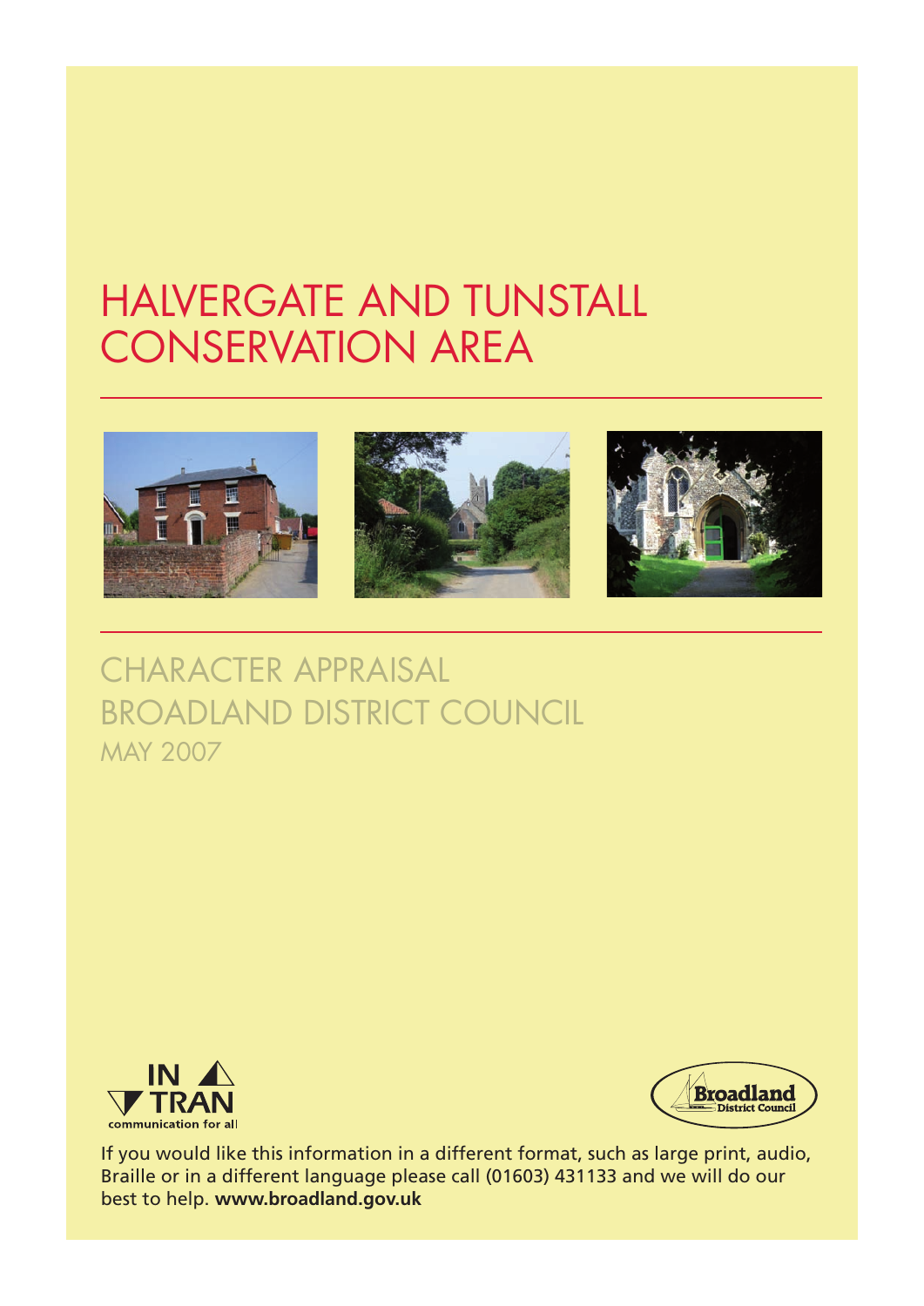# HALVERGATE AND TUNSTALL CONSERVATION AREA

## CHARACTER APPRAISAL
## BROADLAND DISTRICT COUNCIL
MAY 2007

IN TRAN
communication for all

Broadland District Council

If you would like this information in a different format, such as large print, audio, Braille or in a different language please call (01603) 431133 and we will do our best to help. **www.broadland.gov.uk**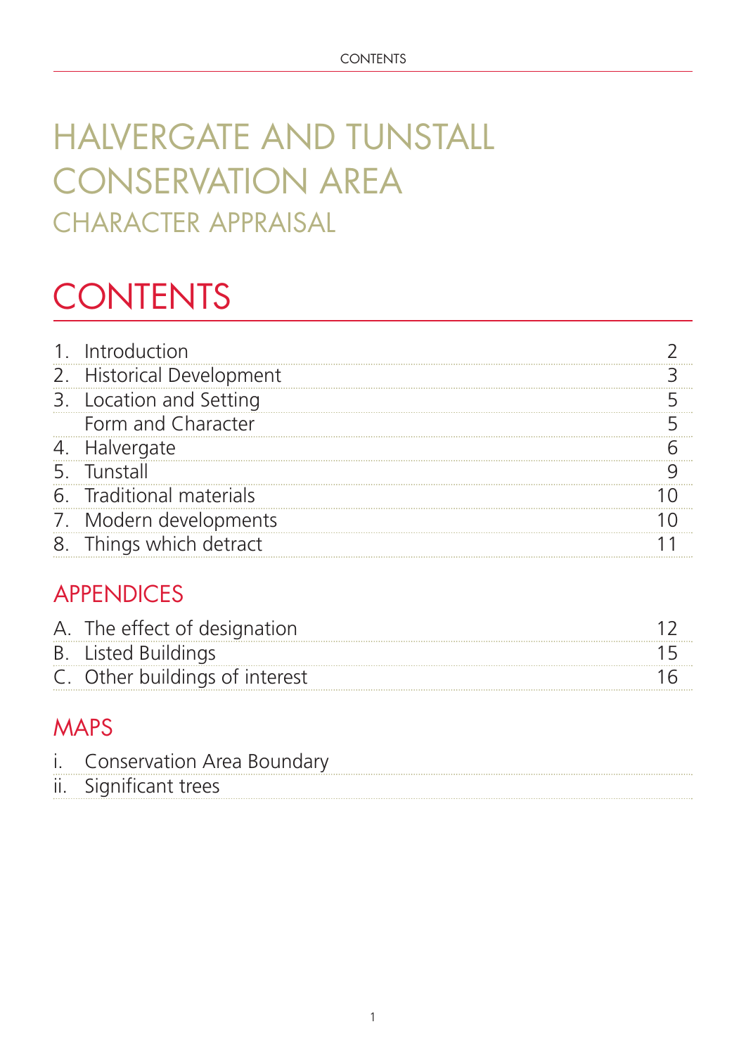# HALVERGATE AND TUNSTALL CONSERVATION AREA

## CHARACTER APPRAISAL

# CONTENTS

| | | |
|---|---|---|
| 1. | Introduction | 2 |
| 2. | Historical Development | 3 |
| 3. | Location and Setting | 5 |
| | Form and Character | 5 |
| 4. | Halvergate | 6 |
| 5. | Tunstall | 9 |
| 6. | Traditional materials | 10 |
| 7. | Modern developments | 10 |
| 8. | Things which detract | 11 |

## APPENDICES

| | | |
|---|---|---|
| A. | The effect of designation | 12 |
| B. | Listed Buildings | 15 |
| C. | Other buildings of interest | 16 |

## MAPS

| | |
|---|---|
| i. | Conservation Area Boundary |
| ii. | Significant trees |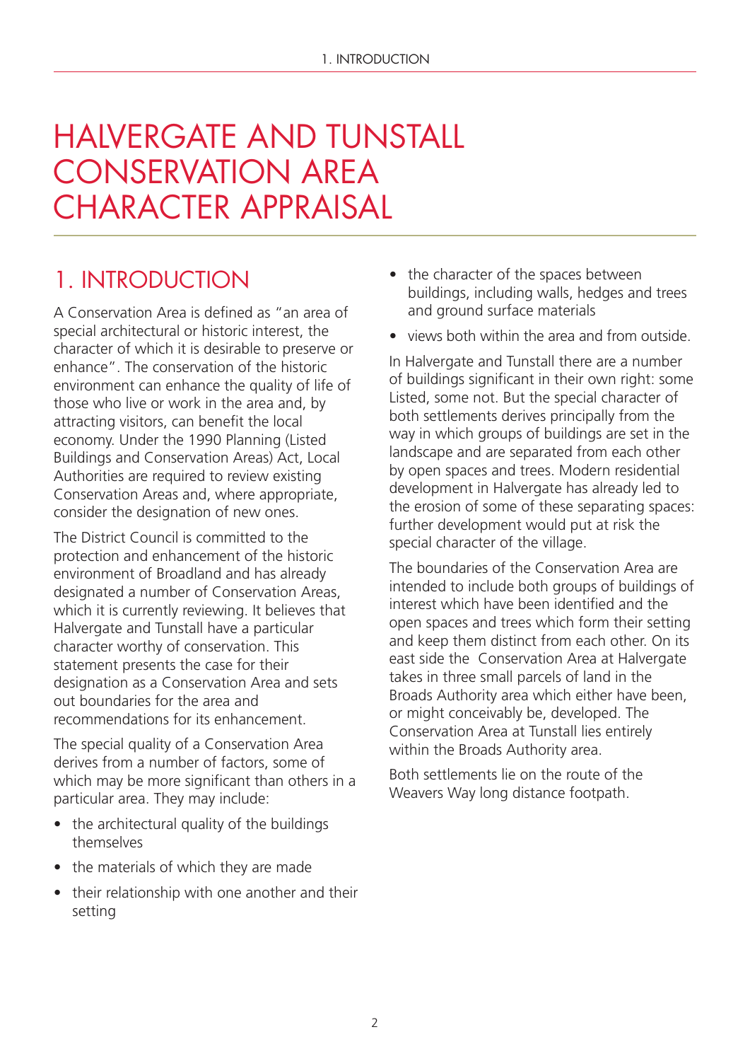# HALVERGATE AND TUNSTALL CONSERVATION AREA CHARACTER APPRAISAL

## 1. INTRODUCTION

A Conservation Area is defined as "an area of special architectural or historic interest, the character of which it is desirable to preserve or enhance". The conservation of the historic environment can enhance the quality of life of those who live or work in the area and, by attracting visitors, can benefit the local economy. Under the 1990 Planning (Listed Buildings and Conservation Areas) Act, Local Authorities are required to review existing Conservation Areas and, where appropriate, consider the designation of new ones.

The District Council is committed to the protection and enhancement of the historic environment of Broadland and has already designated a number of Conservation Areas, which it is currently reviewing. It believes that Halvergate and Tunstall have a particular character worthy of conservation. This statement presents the case for their designation as a Conservation Area and sets out boundaries for the area and recommendations for its enhancement.

The special quality of a Conservation Area derives from a number of factors, some of which may be more significant than others in a particular area. They may include:

- the architectural quality of the buildings themselves
- the materials of which they are made
- their relationship with one another and their setting
- the character of the spaces between buildings, including walls, hedges and trees and ground surface materials
- views both within the area and from outside.

In Halvergate and Tunstall there are a number of buildings significant in their own right: some Listed, some not. But the special character of both settlements derives principally from the way in which groups of buildings are set in the landscape and are separated from each other by open spaces and trees. Modern residential development in Halvergate has already led to the erosion of some of these separating spaces: further development would put at risk the special character of the village.

The boundaries of the Conservation Area are intended to include both groups of buildings of interest which have been identified and the open spaces and trees which form their setting and keep them distinct from each other. On its east side the Conservation Area at Halvergate takes in three small parcels of land in the Broads Authority area which either have been, or might conceivably be, developed. The Conservation Area at Tunstall lies entirely within the Broads Authority area.

Both settlements lie on the route of the Weavers Way long distance footpath.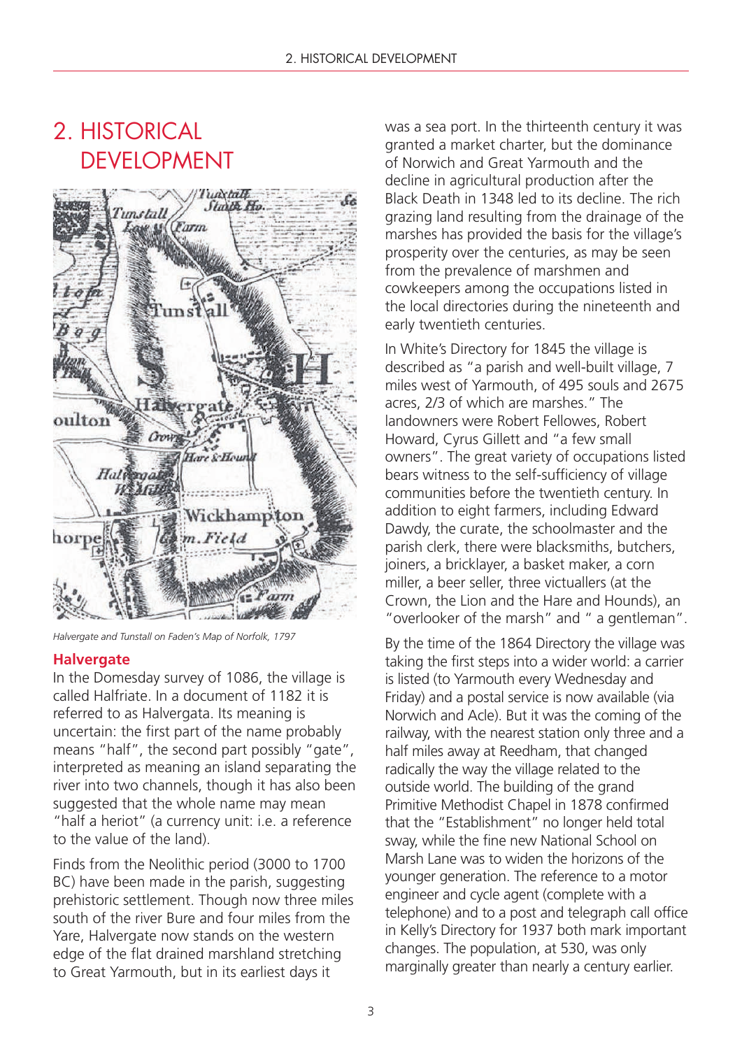# 2. HISTORICAL DEVELOPMENT

*Halvergate and Tunstall on Faden's Map of Norfolk, 1797*

## Halvergate

In the Domesday survey of 1086, the village is called Halfriate. In a document of 1182 it is referred to as Halvergata. Its meaning is uncertain: the first part of the name probably means "half", the second part possibly "gate", interpreted as meaning an island separating the river into two channels, though it has also been suggested that the whole name may mean "half a heriot" (a currency unit: i.e. a reference to the value of the land).

Finds from the Neolithic period (3000 to 1700 BC) have been made in the parish, suggesting prehistoric settlement. Though now three miles south of the river Bure and four miles from the Yare, Halvergate now stands on the western edge of the flat drained marshland stretching to Great Yarmouth, but in its earliest days it was a sea port. In the thirteenth century it was granted a market charter, but the dominance of Norwich and Great Yarmouth and the decline in agricultural production after the Black Death in 1348 led to its decline. The rich grazing land resulting from the drainage of the marshes has provided the basis for the village's prosperity over the centuries, as may be seen from the prevalence of marshmen and cowkeepers among the occupations listed in the local directories during the nineteenth and early twentieth centuries.

In White's Directory for 1845 the village is described as "a parish and well-built village, 7 miles west of Yarmouth, of 495 souls and 2675 acres, 2/3 of which are marshes." The landowners were Robert Fellowes, Robert Howard, Cyrus Gillett and "a few small owners". The great variety of occupations listed bears witness to the self-sufficiency of village communities before the twentieth century. In addition to eight farmers, including Edward Dawdy, the curate, the schoolmaster and the parish clerk, there were blacksmiths, butchers, joiners, a bricklayer, a basket maker, a corn miller, a beer seller, three victuallers (at the Crown, the Lion and the Hare and Hounds), an "overlooker of the marsh" and " a gentleman".

By the time of the 1864 Directory the village was taking the first steps into a wider world: a carrier is listed (to Yarmouth every Wednesday and Friday) and a postal service is now available (via Norwich and Acle). But it was the coming of the railway, with the nearest station only three and a half miles away at Reedham, that changed radically the way the village related to the outside world. The building of the grand Primitive Methodist Chapel in 1878 confirmed that the "Establishment" no longer held total sway, while the fine new National School on Marsh Lane was to widen the horizons of the younger generation. The reference to a motor engineer and cycle agent (complete with a telephone) and to a post and telegraph call office in Kelly's Directory for 1937 both mark important changes. The population, at 530, was only marginally greater than nearly a century earlier.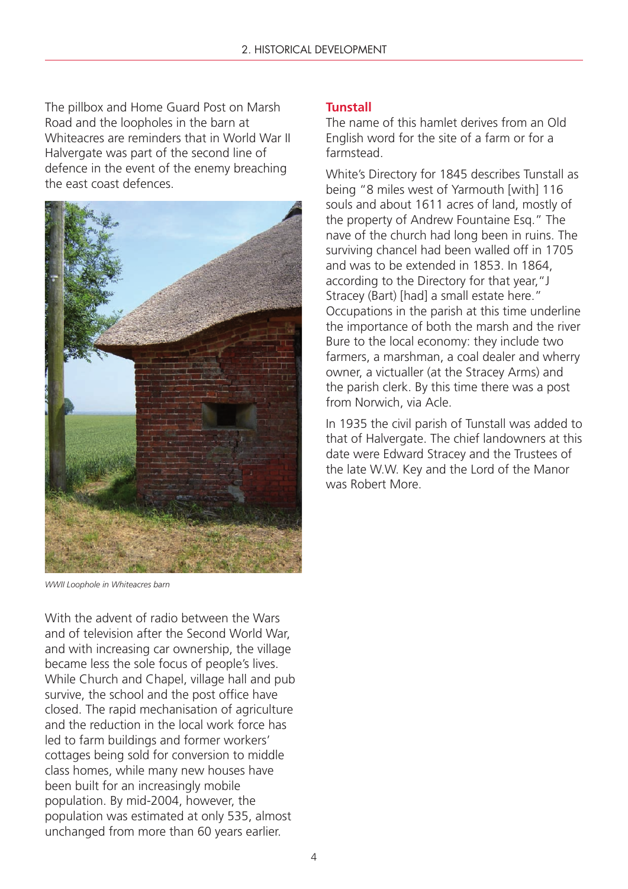The pillbox and Home Guard Post on Marsh Road and the loopholes in the barn at Whiteacres are reminders that in World War II Halvergate was part of the second line of defence in the event of the enemy breaching the east coast defences.

*WWII Loophole in Whiteacres barn*

With the advent of radio between the Wars and of television after the Second World War, and with increasing car ownership, the village became less the sole focus of people's lives. While Church and Chapel, village hall and pub survive, the school and the post office have closed. The rapid mechanisation of agriculture and the reduction in the local work force has led to farm buildings and former workers' cottages being sold for conversion to middle class homes, while many new houses have been built for an increasingly mobile population. By mid-2004, however, the population was estimated at only 535, almost unchanged from more than 60 years earlier.

### Tunstall

The name of this hamlet derives from an Old English word for the site of a farm or for a farmstead.

White's Directory for 1845 describes Tunstall as being "8 miles west of Yarmouth [with] 116 souls and about 1611 acres of land, mostly of the property of Andrew Fountaine Esq." The nave of the church had long been in ruins. The surviving chancel had been walled off in 1705 and was to be extended in 1853. In 1864, according to the Directory for that year,"J Stracey (Bart) [had] a small estate here." Occupations in the parish at this time underline the importance of both the marsh and the river Bure to the local economy: they include two farmers, a marshman, a coal dealer and wherry owner, a victualler (at the Stracey Arms) and the parish clerk. By this time there was a post from Norwich, via Acle.

In 1935 the civil parish of Tunstall was added to that of Halvergate. The chief landowners at this date were Edward Stracey and the Trustees of the late W.W. Key and the Lord of the Manor was Robert More.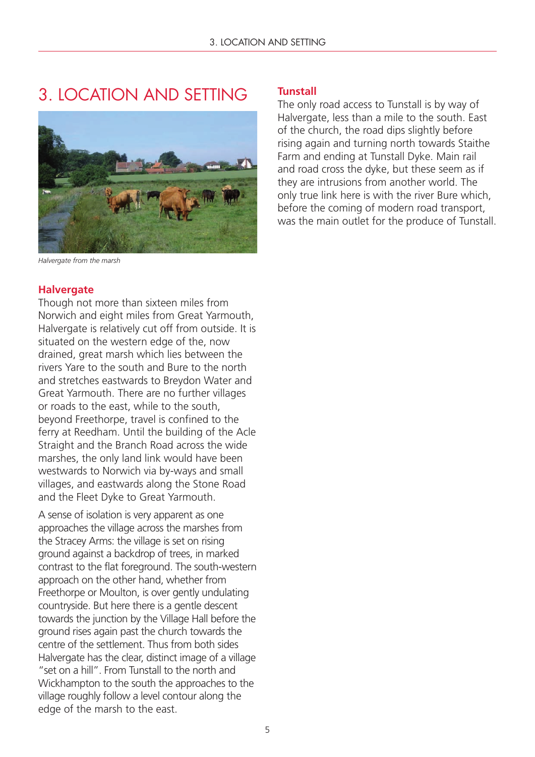# 3. LOCATION AND SETTING

*Halvergate from the marsh*

## Halvergate

Though not more than sixteen miles from Norwich and eight miles from Great Yarmouth, Halvergate is relatively cut off from outside. It is situated on the western edge of the, now drained, great marsh which lies between the rivers Yare to the south and Bure to the north and stretches eastwards to Breydon Water and Great Yarmouth. There are no further villages or roads to the east, while to the south, beyond Freethorpe, travel is confined to the ferry at Reedham. Until the building of the Acle Straight and the Branch Road across the wide marshes, the only land link would have been westwards to Norwich via by-ways and small villages, and eastwards along the Stone Road and the Fleet Dyke to Great Yarmouth.

A sense of isolation is very apparent as one approaches the village across the marshes from the Stracey Arms: the village is set on rising ground against a backdrop of trees, in marked contrast to the flat foreground. The south-western approach on the other hand, whether from Freethorpe or Moulton, is over gently undulating countryside. But here there is a gentle descent towards the junction by the Village Hall before the ground rises again past the church towards the centre of the settlement. Thus from both sides Halvergate has the clear, distinct image of a village "set on a hill". From Tunstall to the north and Wickhampton to the south the approaches to the village roughly follow a level contour along the edge of the marsh to the east.

## Tunstall

The only road access to Tunstall is by way of Halvergate, less than a mile to the south. East of the church, the road dips slightly before rising again and turning north towards Staithe Farm and ending at Tunstall Dyke. Main rail and road cross the dyke, but these seem as if they are intrusions from another world. The only true link here is with the river Bure which, before the coming of modern road transport, was the main outlet for the produce of Tunstall.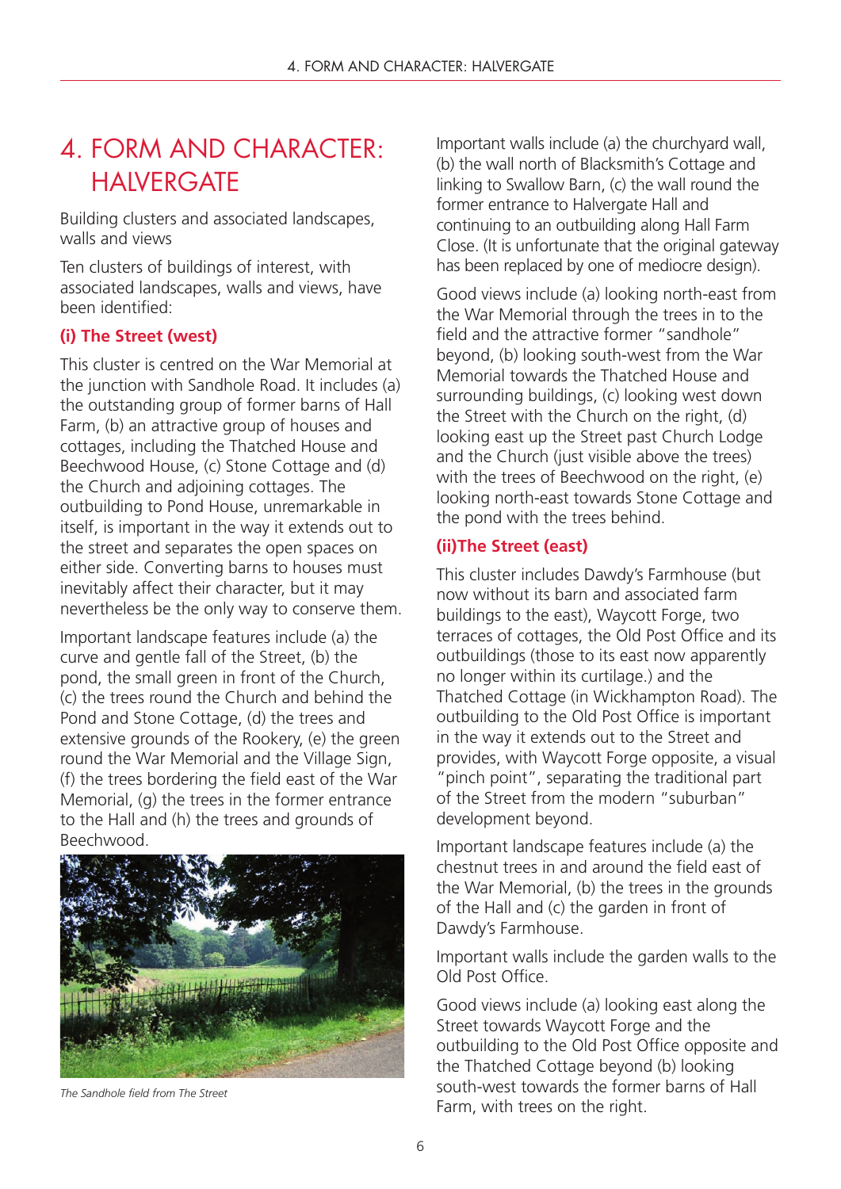# 4. FORM AND CHARACTER: HALVERGATE

Building clusters and associated landscapes, walls and views

Ten clusters of buildings of interest, with associated landscapes, walls and views, have been identified:

### (i) The Street (west)

This cluster is centred on the War Memorial at the junction with Sandhole Road. It includes (a) the outstanding group of former barns of Hall Farm, (b) an attractive group of houses and cottages, including the Thatched House and Beechwood House, (c) Stone Cottage and (d) the Church and adjoining cottages. The outbuilding to Pond House, unremarkable in itself, is important in the way it extends out to the street and separates the open spaces on either side. Converting barns to houses must inevitably affect their character, but it may nevertheless be the only way to conserve them.

Important landscape features include (a) the curve and gentle fall of the Street, (b) the pond, the small green in front of the Church, (c) the trees round the Church and behind the Pond and Stone Cottage, (d) the trees and extensive grounds of the Rookery, (e) the green round the War Memorial and the Village Sign, (f) the trees bordering the field east of the War Memorial, (g) the trees in the former entrance to the Hall and (h) the trees and grounds of Beechwood.

*The Sandhole field from The Street*

Important walls include (a) the churchyard wall, (b) the wall north of Blacksmith's Cottage and linking to Swallow Barn, (c) the wall round the former entrance to Halvergate Hall and continuing to an outbuilding along Hall Farm Close. (It is unfortunate that the original gateway has been replaced by one of mediocre design).

Good views include (a) looking north-east from the War Memorial through the trees in to the field and the attractive former "sandhole" beyond, (b) looking south-west from the War Memorial towards the Thatched House and surrounding buildings, (c) looking west down the Street with the Church on the right, (d) looking east up the Street past Church Lodge and the Church (just visible above the trees) with the trees of Beechwood on the right, (e) looking north-east towards Stone Cottage and the pond with the trees behind.

### (ii)The Street (east)

This cluster includes Dawdy's Farmhouse (but now without its barn and associated farm buildings to the east), Waycott Forge, two terraces of cottages, the Old Post Office and its outbuildings (those to its east now apparently no longer within its curtilage.) and the Thatched Cottage (in Wickhampton Road). The outbuilding to the Old Post Office is important in the way it extends out to the Street and provides, with Waycott Forge opposite, a visual "pinch point", separating the traditional part of the Street from the modern "suburban" development beyond.

Important landscape features include (a) the chestnut trees in and around the field east of the War Memorial, (b) the trees in the grounds of the Hall and (c) the garden in front of Dawdy's Farmhouse.

Important walls include the garden walls to the Old Post Office.

Good views include (a) looking east along the Street towards Waycott Forge and the outbuilding to the Old Post Office opposite and the Thatched Cottage beyond (b) looking south-west towards the former barns of Hall Farm, with trees on the right.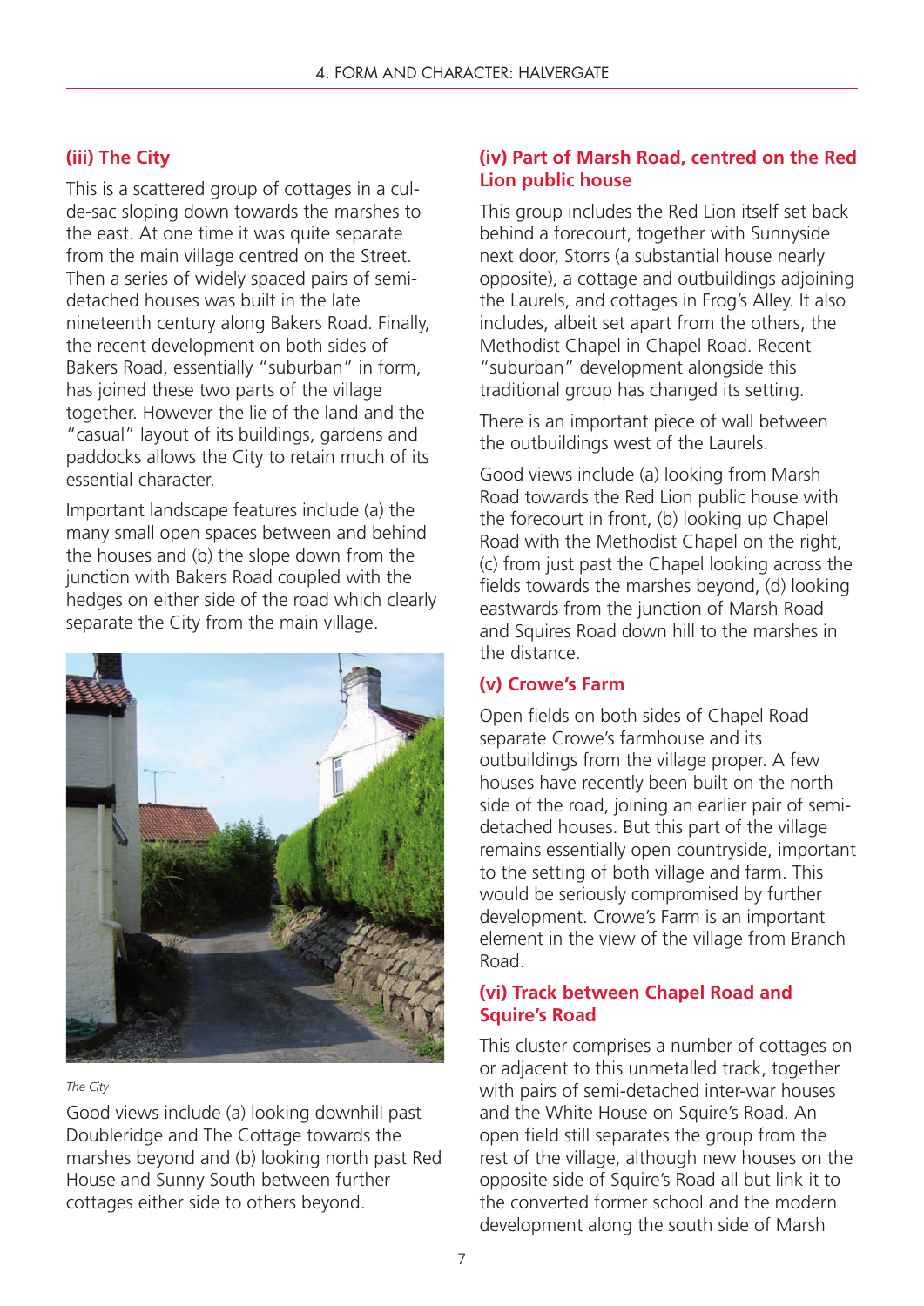### (iii) The City

This is a scattered group of cottages in a cul-de-sac sloping down towards the marshes to the east. At one time it was quite separate from the main village centred on the Street. Then a series of widely spaced pairs of semi-detached houses was built in the late nineteenth century along Bakers Road. Finally, the recent development on both sides of Bakers Road, essentially "suburban" in form, has joined these two parts of the village together. However the lie of the land and the "casual" layout of its buildings, gardens and paddocks allows the City to retain much of its essential character.

Important landscape features include (a) the many small open spaces between and behind the houses and (b) the slope down from the junction with Bakers Road coupled with the hedges on either side of the road which clearly separate the City from the main village.

*The City*

Good views include (a) looking downhill past Doubleridge and The Cottage towards the marshes beyond and (b) looking north past Red House and Sunny South between further cottages either side to others beyond.

### (iv) Part of Marsh Road, centred on the Red Lion public house

This group includes the Red Lion itself set back behind a forecourt, together with Sunnyside next door, Storrs (a substantial house nearly opposite), a cottage and outbuildings adjoining the Laurels, and cottages in Frog's Alley. It also includes, albeit set apart from the others, the Methodist Chapel in Chapel Road. Recent "suburban" development alongside this traditional group has changed its setting.

There is an important piece of wall between the outbuildings west of the Laurels.

Good views include (a) looking from Marsh Road towards the Red Lion public house with the forecourt in front, (b) looking up Chapel Road with the Methodist Chapel on the right, (c) from just past the Chapel looking across the fields towards the marshes beyond, (d) looking eastwards from the junction of Marsh Road and Squires Road down hill to the marshes in the distance.

### (v) Crowe's Farm

Open fields on both sides of Chapel Road separate Crowe's farmhouse and its outbuildings from the village proper. A few houses have recently been built on the north side of the road, joining an earlier pair of semi-detached houses. But this part of the village remains essentially open countryside, important to the setting of both village and farm. This would be seriously compromised by further development. Crowe's Farm is an important element in the view of the village from Branch Road.

### (vi) Track between Chapel Road and Squire's Road

This cluster comprises a number of cottages on or adjacent to this unmetalled track, together with pairs of semi-detached inter-war houses and the White House on Squire's Road. An open field still separates the group from the rest of the village, although new houses on the opposite side of Squire's Road all but link it to the converted former school and the modern development along the south side of Marsh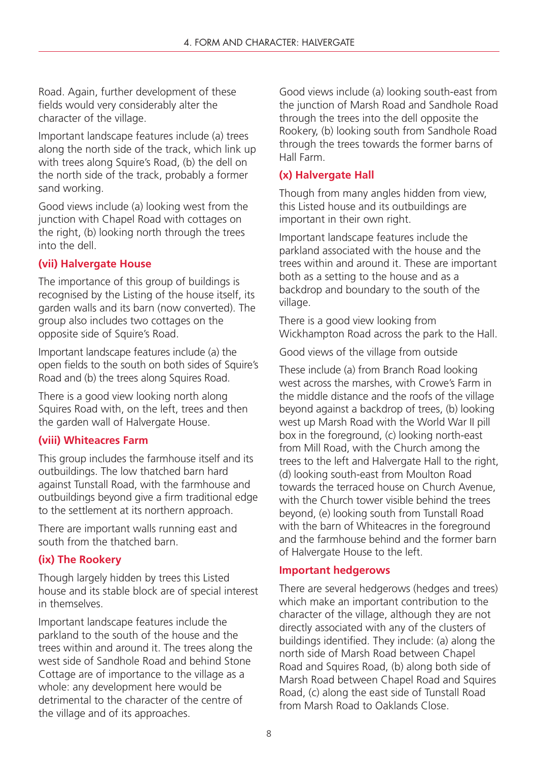Road. Again, further development of these fields would very considerably alter the character of the village.

Important landscape features include (a) trees along the north side of the track, which link up with trees along Squire's Road, (b) the dell on the north side of the track, probably a former sand working.

Good views include (a) looking west from the junction with Chapel Road with cottages on the right, (b) looking north through the trees into the dell.

### (vii) Halvergate House

The importance of this group of buildings is recognised by the Listing of the house itself, its garden walls and its barn (now converted). The group also includes two cottages on the opposite side of Squire's Road.

Important landscape features include (a) the open fields to the south on both sides of Squire's Road and (b) the trees along Squires Road.

There is a good view looking north along Squires Road with, on the left, trees and then the garden wall of Halvergate House.

### (viii) Whiteacres Farm

This group includes the farmhouse itself and its outbuildings. The low thatched barn hard against Tunstall Road, with the farmhouse and outbuildings beyond give a firm traditional edge to the settlement at its northern approach.

There are important walls running east and south from the thatched barn.

### (ix) The Rookery

Though largely hidden by trees this Listed house and its stable block are of special interest in themselves.

Important landscape features include the parkland to the south of the house and the trees within and around it. The trees along the west side of Sandhole Road and behind Stone Cottage are of importance to the village as a whole: any development here would be detrimental to the character of the centre of the village and of its approaches.

Good views include (a) looking south-east from the junction of Marsh Road and Sandhole Road through the trees into the dell opposite the Rookery, (b) looking south from Sandhole Road through the trees towards the former barns of Hall Farm.

### (x) Halvergate Hall

Though from many angles hidden from view, this Listed house and its outbuildings are important in their own right.

Important landscape features include the parkland associated with the house and the trees within and around it. These are important both as a setting to the house and as a backdrop and boundary to the south of the village.

There is a good view looking from Wickhampton Road across the park to the Hall.

Good views of the village from outside

These include (a) from Branch Road looking west across the marshes, with Crowe's Farm in the middle distance and the roofs of the village beyond against a backdrop of trees, (b) looking west up Marsh Road with the World War II pill box in the foreground, (c) looking north-east from Mill Road, with the Church among the trees to the left and Halvergate Hall to the right, (d) looking south-east from Moulton Road towards the terraced house on Church Avenue, with the Church tower visible behind the trees beyond, (e) looking south from Tunstall Road with the barn of Whiteacres in the foreground and the farmhouse behind and the former barn of Halvergate House to the left.

### Important hedgerows

There are several hedgerows (hedges and trees) which make an important contribution to the character of the village, although they are not directly associated with any of the clusters of buildings identified. They include: (a) along the north side of Marsh Road between Chapel Road and Squires Road, (b) along both side of Marsh Road between Chapel Road and Squires Road, (c) along the east side of Tunstall Road from Marsh Road to Oaklands Close.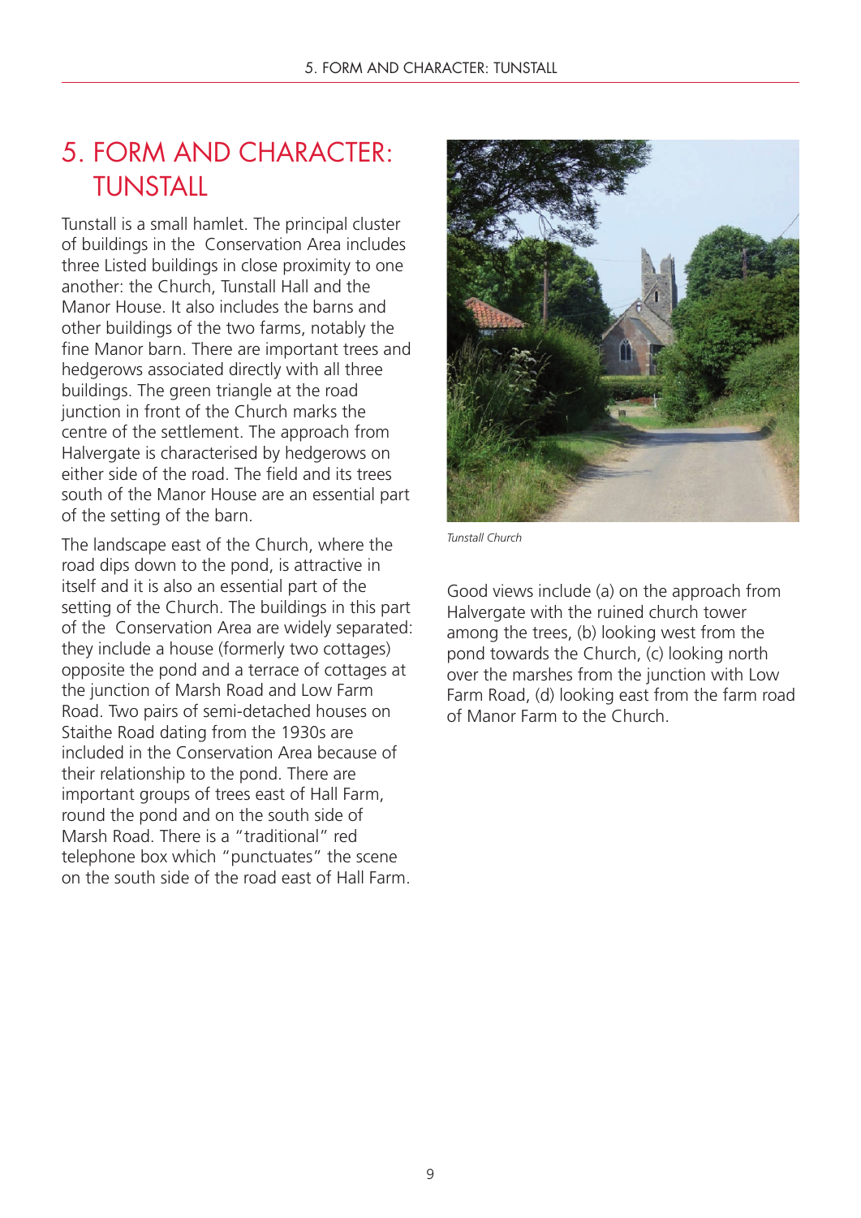# 5. FORM AND CHARACTER: TUNSTALL

Tunstall is a small hamlet. The principal cluster of buildings in the Conservation Area includes three Listed buildings in close proximity to one another: the Church, Tunstall Hall and the Manor House. It also includes the barns and other buildings of the two farms, notably the fine Manor barn. There are important trees and hedgerows associated directly with all three buildings. The green triangle at the road junction in front of the Church marks the centre of the settlement. The approach from Halvergate is characterised by hedgerows on either side of the road. The field and its trees south of the Manor House are an essential part of the setting of the barn.

The landscape east of the Church, where the road dips down to the pond, is attractive in itself and it is also an essential part of the setting of the Church. The buildings in this part of the Conservation Area are widely separated: they include a house (formerly two cottages) opposite the pond and a terrace of cottages at the junction of Marsh Road and Low Farm Road. Two pairs of semi-detached houses on Staithe Road dating from the 1930s are included in the Conservation Area because of their relationship to the pond. There are important groups of trees east of Hall Farm, round the pond and on the south side of Marsh Road. There is a "traditional" red telephone box which "punctuates" the scene on the south side of the road east of Hall Farm.

*Tunstall Church*

Good views include (a) on the approach from Halvergate with the ruined church tower among the trees, (b) looking west from the pond towards the Church, (c) looking north over the marshes from the junction with Low Farm Road, (d) looking east from the farm road of Manor Farm to the Church.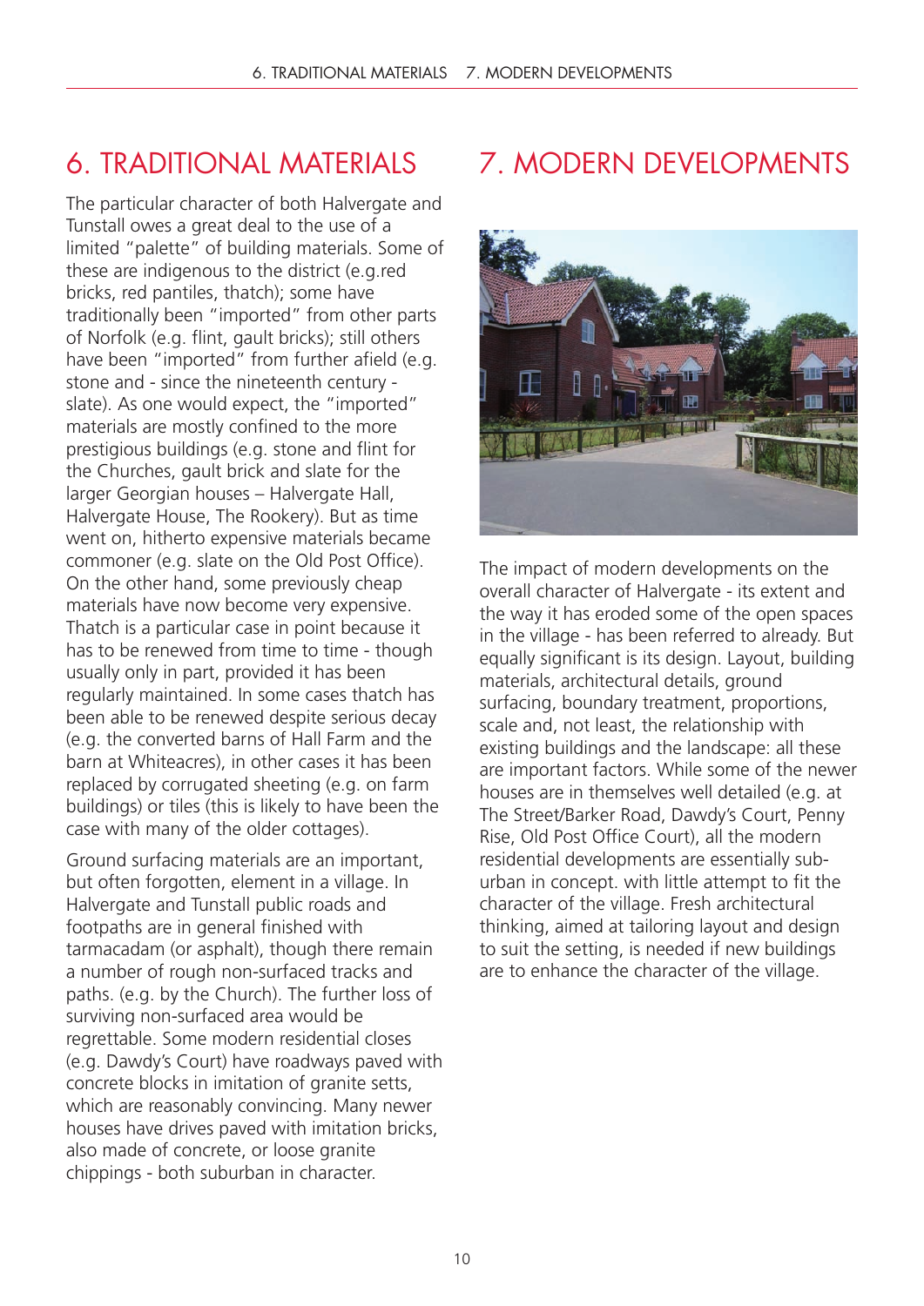# 6. TRADITIONAL MATERIALS

The particular character of both Halvergate and Tunstall owes a great deal to the use of a limited "palette" of building materials. Some of these are indigenous to the district (e.g.red bricks, red pantiles, thatch); some have traditionally been "imported" from other parts of Norfolk (e.g. flint, gault bricks); still others have been "imported" from further afield (e.g. stone and - since the nineteenth century - slate). As one would expect, the "imported" materials are mostly confined to the more prestigious buildings (e.g. stone and flint for the Churches, gault brick and slate for the larger Georgian houses – Halvergate Hall, Halvergate House, The Rookery). But as time went on, hitherto expensive materials became commoner (e.g. slate on the Old Post Office). On the other hand, some previously cheap materials have now become very expensive. Thatch is a particular case in point because it has to be renewed from time to time - though usually only in part, provided it has been regularly maintained. In some cases thatch has been able to be renewed despite serious decay (e.g. the converted barns of Hall Farm and the barn at Whiteacres), in other cases it has been replaced by corrugated sheeting (e.g. on farm buildings) or tiles (this is likely to have been the case with many of the older cottages).

Ground surfacing materials are an important, but often forgotten, element in a village. In Halvergate and Tunstall public roads and footpaths are in general finished with tarmacadam (or asphalt), though there remain a number of rough non-surfaced tracks and paths. (e.g. by the Church). The further loss of surviving non-surfaced area would be regrettable. Some modern residential closes (e.g. Dawdy's Court) have roadways paved with concrete blocks in imitation of granite setts, which are reasonably convincing. Many newer houses have drives paved with imitation bricks, also made of concrete, or loose granite chippings - both suburban in character.

# 7. MODERN DEVELOPMENTS

The impact of modern developments on the overall character of Halvergate - its extent and the way it has eroded some of the open spaces in the village - has been referred to already. But equally significant is its design. Layout, building materials, architectural details, ground surfacing, boundary treatment, proportions, scale and, not least, the relationship with existing buildings and the landscape: all these are important factors. While some of the newer houses are in themselves well detailed (e.g. at The Street/Barker Road, Dawdy's Court, Penny Rise, Old Post Office Court), all the modern residential developments are essentially sub-urban in concept. with little attempt to fit the character of the village. Fresh architectural thinking, aimed at tailoring layout and design to suit the setting, is needed if new buildings are to enhance the character of the village.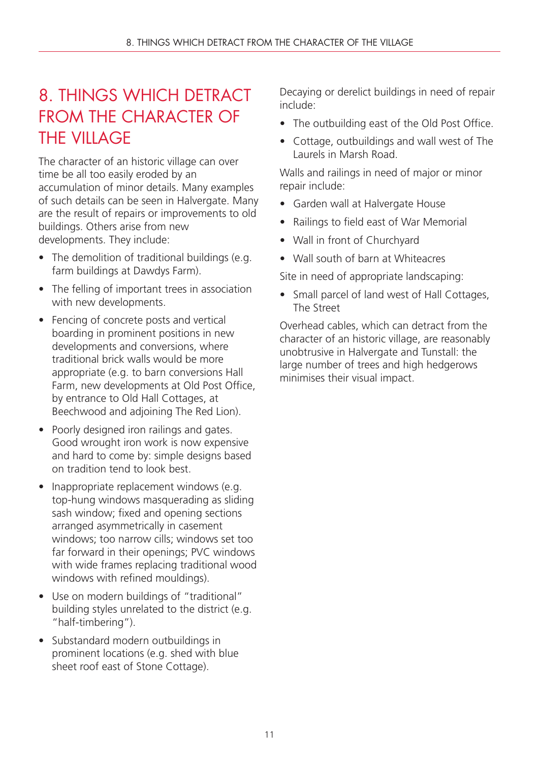# 8. THINGS WHICH DETRACT FROM THE CHARACTER OF THE VILLAGE

The character of an historic village can over time be all too easily eroded by an accumulation of minor details. Many examples of such details can be seen in Halvergate. Many are the result of repairs or improvements to old buildings. Others arise from new developments. They include:

- The demolition of traditional buildings (e.g. farm buildings at Dawdys Farm).
- The felling of important trees in association with new developments.
- Fencing of concrete posts and vertical boarding in prominent positions in new developments and conversions, where traditional brick walls would be more appropriate (e.g. to barn conversions Hall Farm, new developments at Old Post Office, by entrance to Old Hall Cottages, at Beechwood and adjoining The Red Lion).
- Poorly designed iron railings and gates. Good wrought iron work is now expensive and hard to come by: simple designs based on tradition tend to look best.
- Inappropriate replacement windows (e.g. top-hung windows masquerading as sliding sash window; fixed and opening sections arranged asymmetrically in casement windows; too narrow cills; windows set too far forward in their openings; PVC windows with wide frames replacing traditional wood windows with refined mouldings).
- Use on modern buildings of "traditional" building styles unrelated to the district (e.g. "half-timbering").
- Substandard modern outbuildings in prominent locations (e.g. shed with blue sheet roof east of Stone Cottage).

Decaying or derelict buildings in need of repair include:

- The outbuilding east of the Old Post Office.
- Cottage, outbuildings and wall west of The Laurels in Marsh Road.

Walls and railings in need of major or minor repair include:

- Garden wall at Halvergate House
- Railings to field east of War Memorial
- Wall in front of Churchyard
- Wall south of barn at Whiteacres

Site in need of appropriate landscaping:

- Small parcel of land west of Hall Cottages, The Street

Overhead cables, which can detract from the character of an historic village, are reasonably unobtrusive in Halvergate and Tunstall: the large number of trees and high hedgerows minimises their visual impact.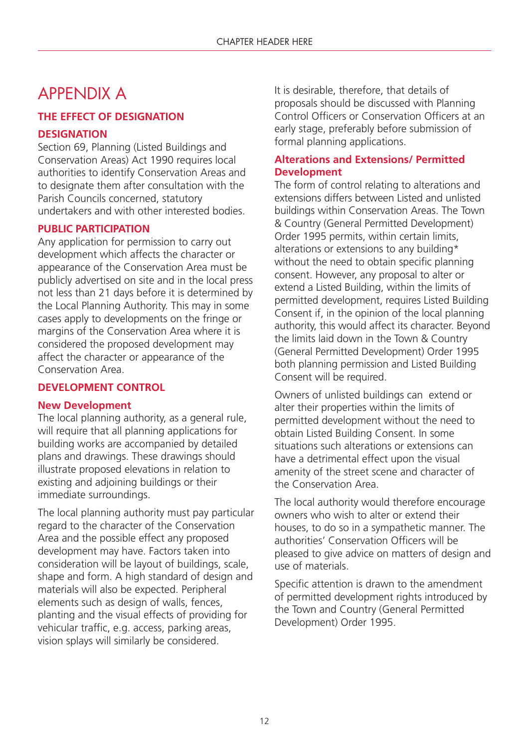# APPENDIX A

## THE EFFECT OF DESIGNATION

### DESIGNATION

Section 69, Planning (Listed Buildings and Conservation Areas) Act 1990 requires local authorities to identify Conservation Areas and to designate them after consultation with the Parish Councils concerned, statutory undertakers and with other interested bodies.

### PUBLIC PARTICIPATION

Any application for permission to carry out development which affects the character or appearance of the Conservation Area must be publicly advertised on site and in the local press not less than 21 days before it is determined by the Local Planning Authority. This may in some cases apply to developments on the fringe or margins of the Conservation Area where it is considered the proposed development may affect the character or appearance of the Conservation Area.

### DEVELOPMENT CONTROL

#### New Development

The local planning authority, as a general rule, will require that all planning applications for building works are accompanied by detailed plans and drawings. These drawings should illustrate proposed elevations in relation to existing and adjoining buildings or their immediate surroundings.

The local planning authority must pay particular regard to the character of the Conservation Area and the possible effect any proposed development may have. Factors taken into consideration will be layout of buildings, scale, shape and form. A high standard of design and materials will also be expected. Peripheral elements such as design of walls, fences, planting and the visual effects of providing for vehicular traffic, e.g. access, parking areas, vision splays will similarly be considered.

It is desirable, therefore, that details of proposals should be discussed with Planning Control Officers or Conservation Officers at an early stage, preferably before submission of formal planning applications.

#### Alterations and Extensions/ Permitted Development

The form of control relating to alterations and extensions differs between Listed and unlisted buildings within Conservation Areas. The Town & Country (General Permitted Development) Order 1995 permits, within certain limits, alterations or extensions to any building* without the need to obtain specific planning consent. However, any proposal to alter or extend a Listed Building, within the limits of permitted development, requires Listed Building Consent if, in the opinion of the local planning authority, this would affect its character. Beyond the limits laid down in the Town & Country (General Permitted Development) Order 1995 both planning permission and Listed Building Consent will be required.

Owners of unlisted buildings can extend or alter their properties within the limits of permitted development without the need to obtain Listed Building Consent. In some situations such alterations or extensions can have a detrimental effect upon the visual amenity of the street scene and character of the Conservation Area.

The local authority would therefore encourage owners who wish to alter or extend their houses, to do so in a sympathetic manner. The authorities' Conservation Officers will be pleased to give advice on matters of design and use of materials.

Specific attention is drawn to the amendment of permitted development rights introduced by the Town and Country (General Permitted Development) Order 1995.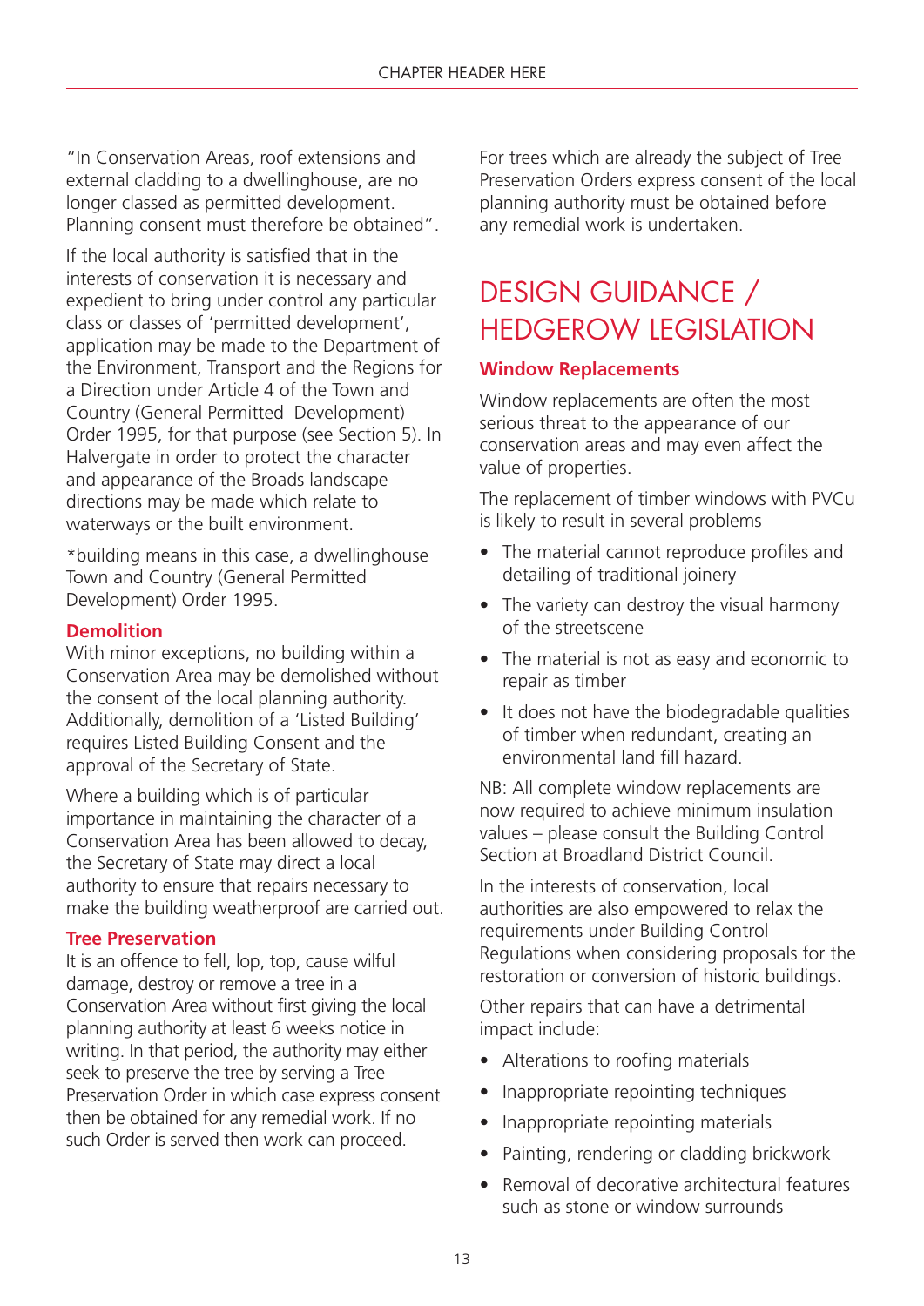"In Conservation Areas, roof extensions and external cladding to a dwellinghouse, are no longer classed as permitted development. Planning consent must therefore be obtained".

If the local authority is satisfied that in the interests of conservation it is necessary and expedient to bring under control any particular class or classes of 'permitted development', application may be made to the Department of the Environment, Transport and the Regions for a Direction under Article 4 of the Town and Country (General Permitted Development) Order 1995, for that purpose (see Section 5). In Halvergate in order to protect the character and appearance of the Broads landscape directions may be made which relate to waterways or the built environment.

*building means in this case, a dwellinghouse Town and Country (General Permitted Development) Order 1995.

### Demolition

With minor exceptions, no building within a Conservation Area may be demolished without the consent of the local planning authority. Additionally, demolition of a 'Listed Building' requires Listed Building Consent and the approval of the Secretary of State.

Where a building which is of particular importance in maintaining the character of a Conservation Area has been allowed to decay, the Secretary of State may direct a local authority to ensure that repairs necessary to make the building weatherproof are carried out.

### Tree Preservation

It is an offence to fell, lop, top, cause wilful damage, destroy or remove a tree in a Conservation Area without first giving the local planning authority at least 6 weeks notice in writing. In that period, the authority may either seek to preserve the tree by serving a Tree Preservation Order in which case express consent then be obtained for any remedial work. If no such Order is served then work can proceed.

For trees which are already the subject of Tree Preservation Orders express consent of the local planning authority must be obtained before any remedial work is undertaken.

## DESIGN GUIDANCE / HEDGEROW LEGISLATION

### Window Replacements

Window replacements are often the most serious threat to the appearance of our conservation areas and may even affect the value of properties.

The replacement of timber windows with PVCu is likely to result in several problems

- The material cannot reproduce profiles and detailing of traditional joinery
- The variety can destroy the visual harmony of the streetscene
- The material is not as easy and economic to repair as timber
- It does not have the biodegradable qualities of timber when redundant, creating an environmental land fill hazard.

NB: All complete window replacements are now required to achieve minimum insulation values – please consult the Building Control Section at Broadland District Council.

In the interests of conservation, local authorities are also empowered to relax the requirements under Building Control Regulations when considering proposals for the restoration or conversion of historic buildings.

Other repairs that can have a detrimental impact include:

- Alterations to roofing materials
- Inappropriate repointing techniques
- Inappropriate repointing materials
- Painting, rendering or cladding brickwork
- Removal of decorative architectural features such as stone or window surrounds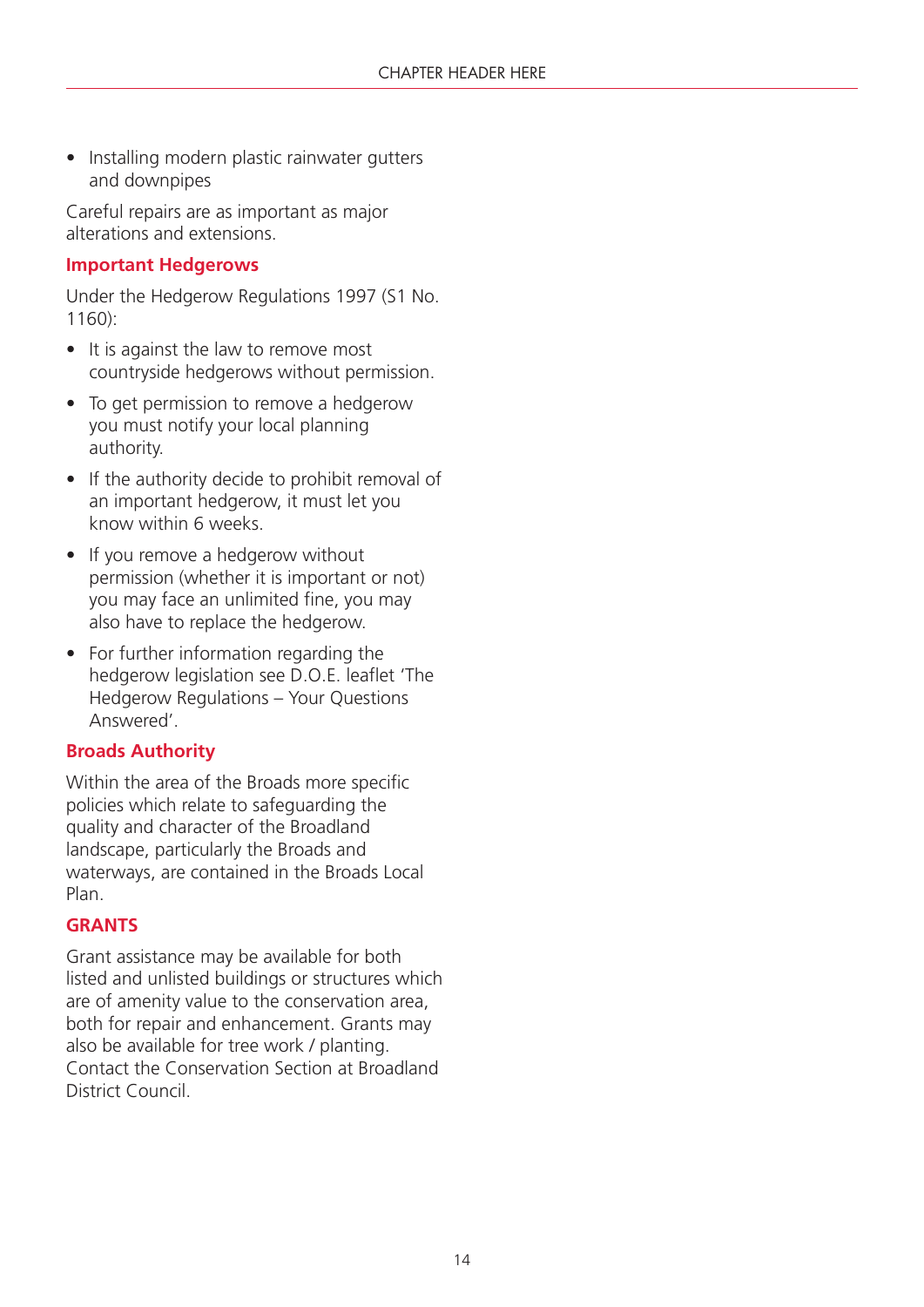- Installing modern plastic rainwater gutters and downpipes

Careful repairs are as important as major alterations and extensions.

### Important Hedgerows

Under the Hedgerow Regulations 1997 (S1 No. 1160):

- It is against the law to remove most countryside hedgerows without permission.
- To get permission to remove a hedgerow you must notify your local planning authority.
- If the authority decide to prohibit removal of an important hedgerow, it must let you know within 6 weeks.
- If you remove a hedgerow without permission (whether it is important or not) you may face an unlimited fine, you may also have to replace the hedgerow.
- For further information regarding the hedgerow legislation see D.O.E. leaflet 'The Hedgerow Regulations – Your Questions Answered'.

### Broads Authority

Within the area of the Broads more specific policies which relate to safeguarding the quality and character of the Broadland landscape, particularly the Broads and waterways, are contained in the Broads Local Plan.

## GRANTS

Grant assistance may be available for both listed and unlisted buildings or structures which are of amenity value to the conservation area, both for repair and enhancement. Grants may also be available for tree work / planting. Contact the Conservation Section at Broadland District Council.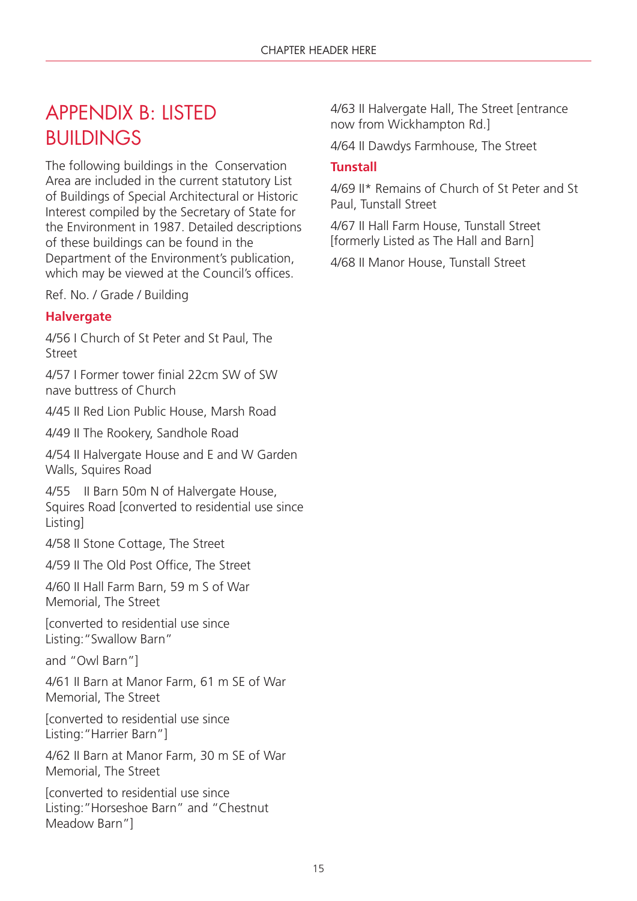# APPENDIX B: LISTED BUILDINGS

The following buildings in the Conservation Area are included in the current statutory List of Buildings of Special Architectural or Historic Interest compiled by the Secretary of State for the Environment in 1987. Detailed descriptions of these buildings can be found in the Department of the Environment's publication, which may be viewed at the Council's offices.

Ref. No. / Grade / Building

### Halvergate

4/56 I Church of St Peter and St Paul, The Street

4/57 I Former tower finial 22cm SW of SW nave buttress of Church

4/45 II Red Lion Public House, Marsh Road

4/49 II The Rookery, Sandhole Road

4/54 II Halvergate House and E and W Garden Walls, Squires Road

4/55 II Barn 50m N of Halvergate House, Squires Road [converted to residential use since Listing]

4/58 II Stone Cottage, The Street

4/59 II The Old Post Office, The Street

4/60 II Hall Farm Barn, 59 m S of War Memorial, The Street

[converted to residential use since Listing:"Swallow Barn"

and "Owl Barn"]

4/61 II Barn at Manor Farm, 61 m SE of War Memorial, The Street

[converted to residential use since Listing:"Harrier Barn"]

4/62 II Barn at Manor Farm, 30 m SE of War Memorial, The Street

[converted to residential use since Listing:"Horseshoe Barn" and "Chestnut Meadow Barn"]

4/63 II Halvergate Hall, The Street [entrance now from Wickhampton Rd.]

4/64 II Dawdys Farmhouse, The Street

### Tunstall

4/69 II* Remains of Church of St Peter and St Paul, Tunstall Street

4/67 II Hall Farm House, Tunstall Street [formerly Listed as The Hall and Barn]

4/68 II Manor House, Tunstall Street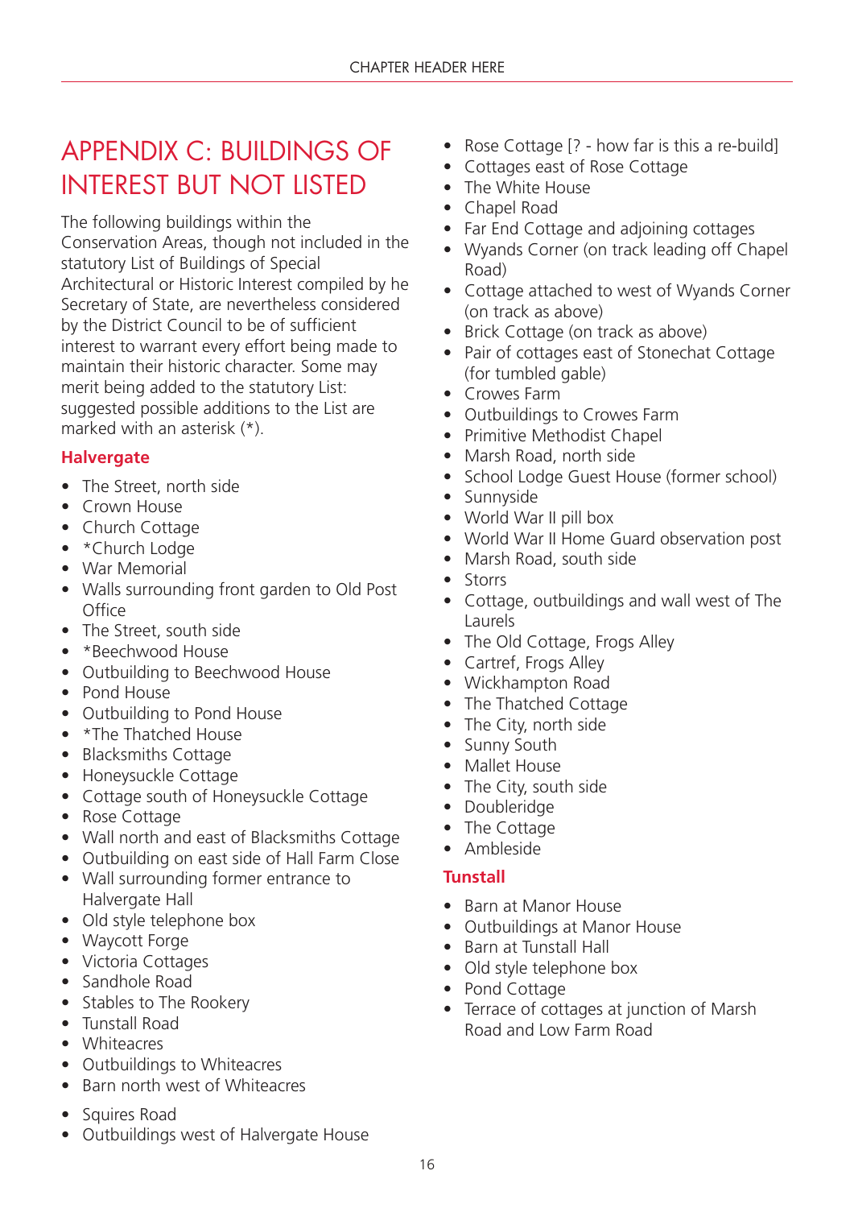# APPENDIX C: BUILDINGS OF INTEREST BUT NOT LISTED

The following buildings within the Conservation Areas, though not included in the statutory List of Buildings of Special Architectural or Historic Interest compiled by he Secretary of State, are nevertheless considered by the District Council to be of sufficient interest to warrant every effort being made to maintain their historic character. Some may merit being added to the statutory List: suggested possible additions to the List are marked with an asterisk (*).

### Halvergate

- The Street, north side
- Crown House
- Church Cottage
- *Church Lodge
- War Memorial
- Walls surrounding front garden to Old Post Office
- The Street, south side
- *Beechwood House
- Outbuilding to Beechwood House
- Pond House
- Outbuilding to Pond House
- *The Thatched House
- Blacksmiths Cottage
- Honeysuckle Cottage
- Cottage south of Honeysuckle Cottage
- Rose Cottage
- Wall north and east of Blacksmiths Cottage
- Outbuilding on east side of Hall Farm Close
- Wall surrounding former entrance to Halvergate Hall
- Old style telephone box
- Waycott Forge
- Victoria Cottages
- Sandhole Road
- Stables to The Rookery
- Tunstall Road
- Whiteacres
- Outbuildings to Whiteacres
- Barn north west of Whiteacres
- Squires Road
- Outbuildings west of Halvergate House
- Rose Cottage [? - how far is this a re-build]
- Cottages east of Rose Cottage
- The White House
- Chapel Road
- Far End Cottage and adjoining cottages
- Wyands Corner (on track leading off Chapel Road)
- Cottage attached to west of Wyands Corner (on track as above)
- Brick Cottage (on track as above)
- Pair of cottages east of Stonechat Cottage (for tumbled gable)
- Crowes Farm
- Outbuildings to Crowes Farm
- Primitive Methodist Chapel
- Marsh Road, north side
- School Lodge Guest House (former school)
- Sunnyside
- World War II pill box
- World War II Home Guard observation post
- Marsh Road, south side
- Storrs
- Cottage, outbuildings and wall west of The Laurels
- The Old Cottage, Frogs Alley
- Cartref, Frogs Alley
- Wickhampton Road
- The Thatched Cottage
- The City, north side
- Sunny South
- Mallet House
- The City, south side
- Doubleridge
- The Cottage
- Ambleside

### Tunstall

- Barn at Manor House
- Outbuildings at Manor House
- Barn at Tunstall Hall
- Old style telephone box
- Pond Cottage
- Terrace of cottages at junction of Marsh Road and Low Farm Road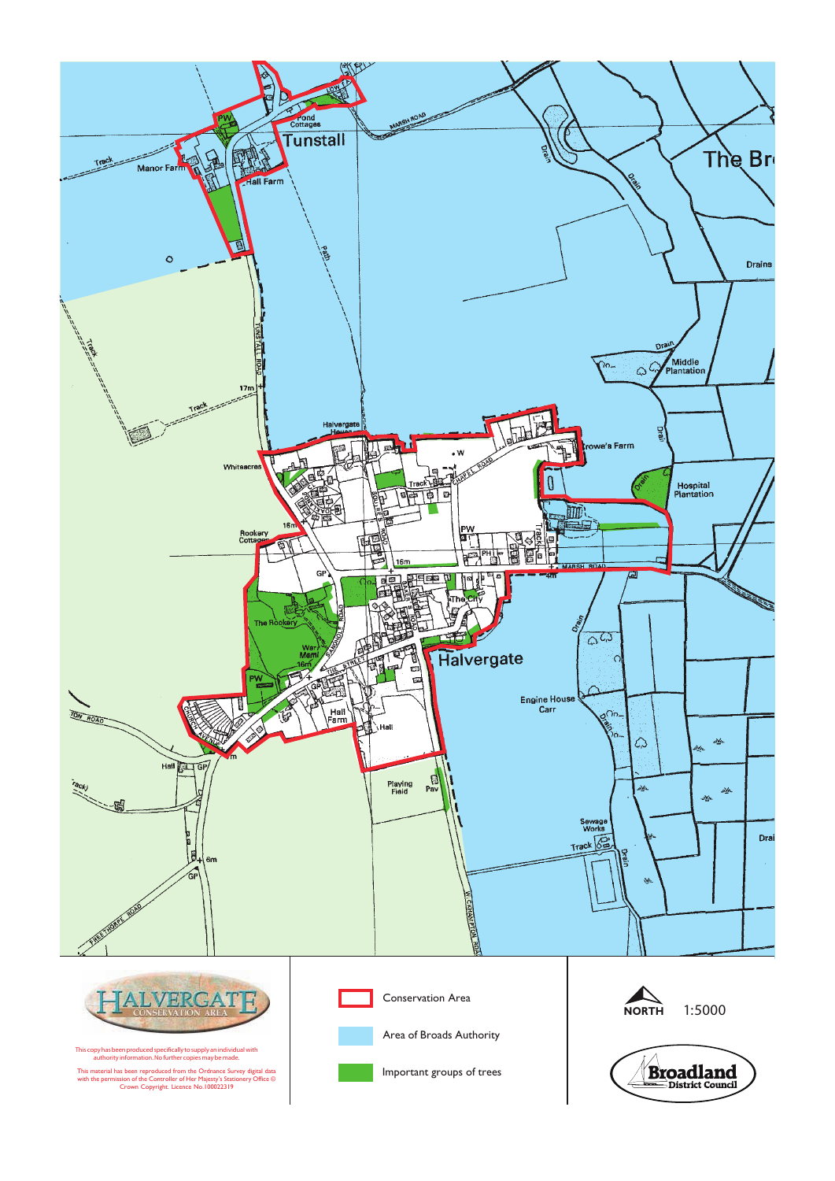Tunstall

Halvergate

HALVERGATE
CONSERVATION AREA

This copy has been produced specifically to supply an individual with authority information. No further copies may be made.

This material has been reproduced from the Ordnance Survey digital data with the permission of the Controller of Her Majesty's Stationery Office © Crown Copyright. Licence No.100022319

Conservation Area

Area of Broads Authority

Important groups of trees

NORTH 1:5000

Broadland District Council